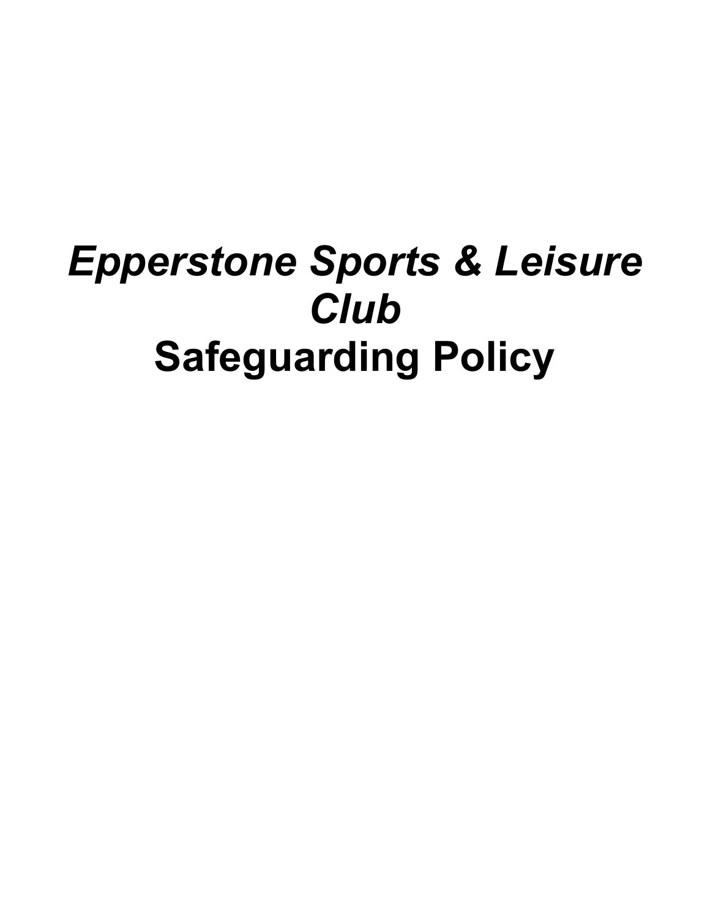# *Epperstone Sports & Leisure Club*
# **Safeguarding Policy**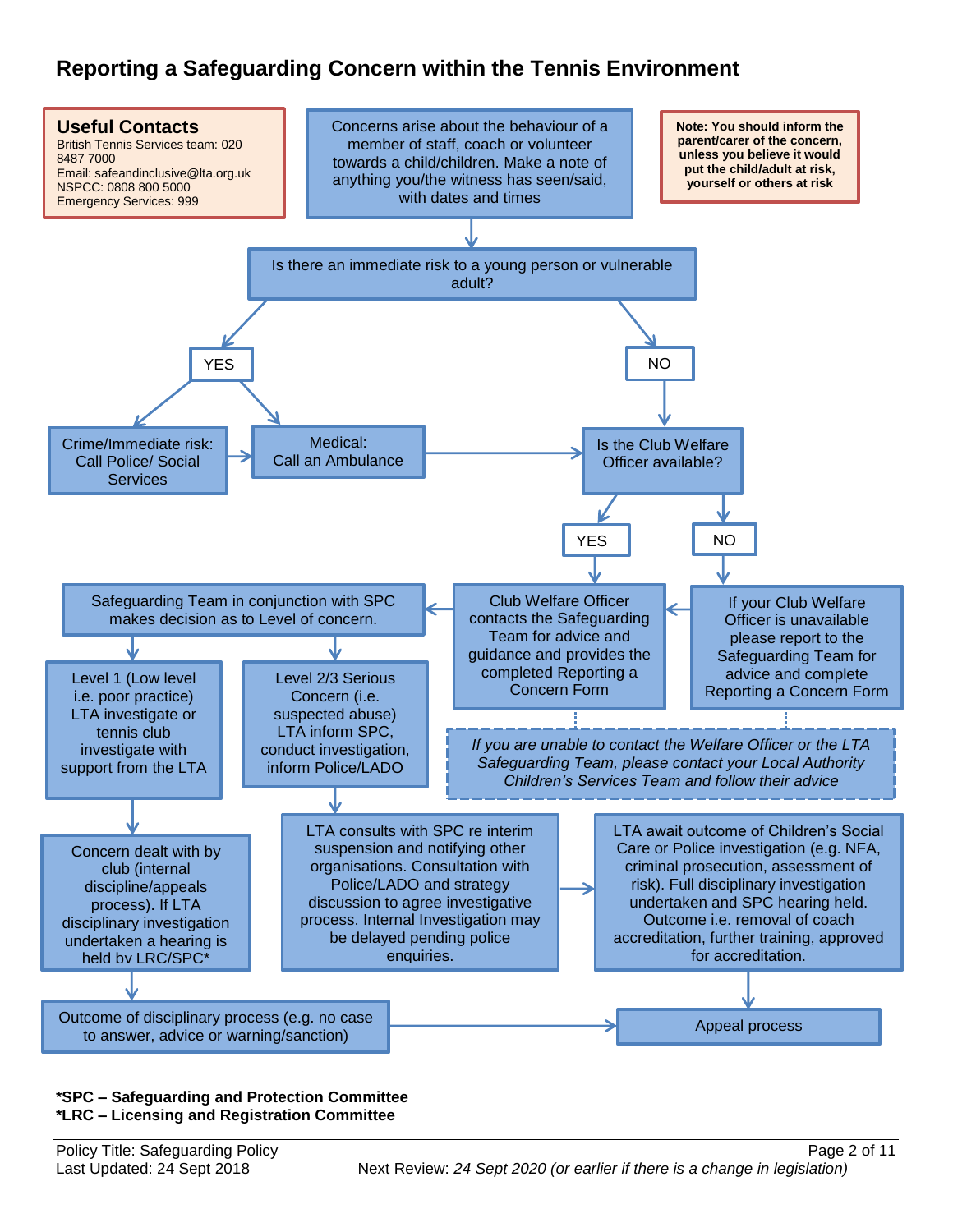# Reporting a Safeguarding Concern within the Tennis Environment

**Useful Contacts**
British Tennis Services team: 020 8487 7000
Email: safeandinclusive@lta.org.uk
NSPCC: 0808 800 5000
Emergency Services: 999

**Note: You should inform the parent/carer of the concern, unless you believe it would put the child/adult at risk, yourself or others at risk**

Concerns arise about the behaviour of a member of staff, coach or volunteer towards a child/children. Make a note of anything you/the witness has seen/said, with dates and times

↓

Is there an immediate risk to a young person or vulnerable adult?

**YES**

- Crime/Immediate risk: Call Police/ Social Services → Medical: Call an Ambulance → Is the Club Welfare Officer available?

**NO**

- Is the Club Welfare Officer available?
  - **YES** → Club Welfare Officer contacts the Safeguarding Team for advice and guidance and provides the completed Reporting a Concern Form
  - **NO** → If your Club Welfare Officer is unavailable please report to the Safeguarding Team for advice and complete Reporting a Concern Form → Club Welfare Officer contacts the Safeguarding Team for advice and guidance and provides the completed Reporting a Concern Form

*If you are unable to contact the Welfare Officer or the LTA Safeguarding Team, please contact your Local Authority Children's Services Team and follow their advice*

Club Welfare Officer contacts the Safeguarding Team → Safeguarding Team in conjunction with SPC makes decision as to Level of concern.

- Level 1 (Low level i.e. poor practice) LTA investigate or tennis club investigate with support from the LTA
  - ↓ Concern dealt with by club (internal discipline/appeals process). If LTA disciplinary investigation undertaken a hearing is held by LRC/SPC*
  - ↓ Outcome of disciplinary process (e.g. no case to answer, advice or warning/sanction) → Appeal process
- Level 2/3 Serious Concern (i.e. suspected abuse) LTA inform SPC, conduct investigation, inform Police/LADO
  - ↓ LTA consults with SPC re interim suspension and notifying other organisations. Consultation with Police/LADO and strategy discussion to agree investigative process. Internal Investigation may be delayed pending police enquiries.
  - → LTA await outcome of Children's Social Care or Police investigation (e.g. NFA, criminal prosecution, assessment of risk). Full disciplinary investigation undertaken and SPC hearing held. Outcome i.e. removal of coach accreditation, further training, approved for accreditation.
  - ↓ Appeal process

**\*SPC – Safeguarding and Protection Committee**
**\*LRC – Licensing and Registration Committee**

Policy Title: Safeguarding Policy
Last Updated: 24 Sept 2018
Next Review: *24 Sept 2020 (or earlier if there is a change in legislation)*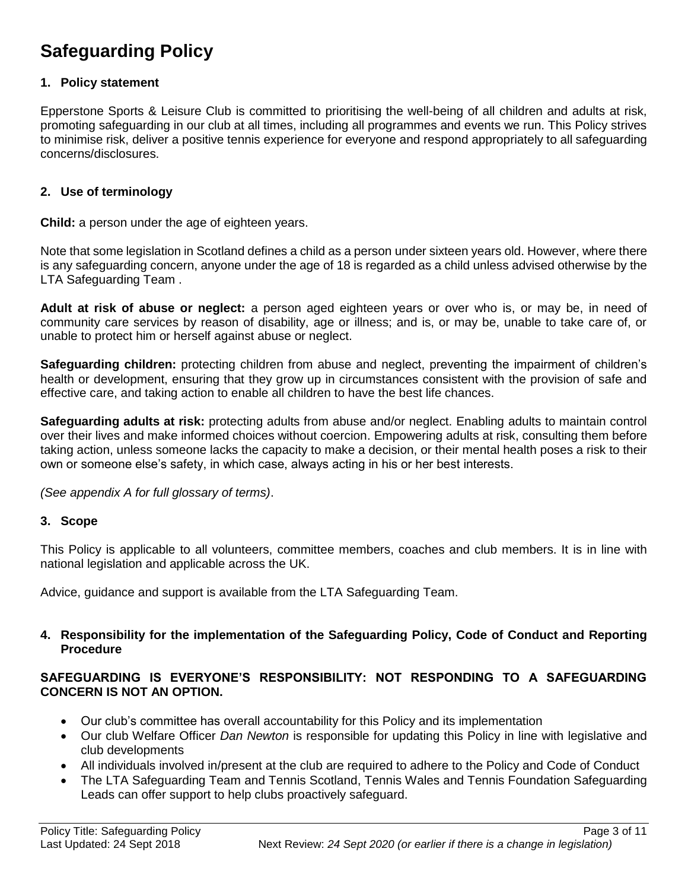# Safeguarding Policy

## 1. Policy statement

Epperstone Sports & Leisure Club is committed to prioritising the well-being of all children and adults at risk, promoting safeguarding in our club at all times, including all programmes and events we run. This Policy strives to minimise risk, deliver a positive tennis experience for everyone and respond appropriately to all safeguarding concerns/disclosures.

## 2. Use of terminology

**Child:** a person under the age of eighteen years.

Note that some legislation in Scotland defines a child as a person under sixteen years old. However, where there is any safeguarding concern, anyone under the age of 18 is regarded as a child unless advised otherwise by the LTA Safeguarding Team .

**Adult at risk of abuse or neglect:** a person aged eighteen years or over who is, or may be, in need of community care services by reason of disability, age or illness; and is, or may be, unable to take care of, or unable to protect him or herself against abuse or neglect.

**Safeguarding children:** protecting children from abuse and neglect, preventing the impairment of children's health or development, ensuring that they grow up in circumstances consistent with the provision of safe and effective care, and taking action to enable all children to have the best life chances.

**Safeguarding adults at risk:** protecting adults from abuse and/or neglect. Enabling adults to maintain control over their lives and make informed choices without coercion. Empowering adults at risk, consulting them before taking action, unless someone lacks the capacity to make a decision, or their mental health poses a risk to their own or someone else's safety, in which case, always acting in his or her best interests.

*(See appendix A for full glossary of terms)*.

## 3. Scope

This Policy is applicable to all volunteers, committee members, coaches and club members. It is in line with national legislation and applicable across the UK.

Advice, guidance and support is available from the LTA Safeguarding Team.

## 4. Responsibility for the implementation of the Safeguarding Policy, Code of Conduct and Reporting Procedure

**SAFEGUARDING IS EVERYONE'S RESPONSIBILITY: NOT RESPONDING TO A SAFEGUARDING CONCERN IS NOT AN OPTION.**

- Our club's committee has overall accountability for this Policy and its implementation
- Our club Welfare Officer *Dan Newton* is responsible for updating this Policy in line with legislative and club developments
- All individuals involved in/present at the club are required to adhere to the Policy and Code of Conduct
- The LTA Safeguarding Team and Tennis Scotland, Tennis Wales and Tennis Foundation Safeguarding Leads can offer support to help clubs proactively safeguard.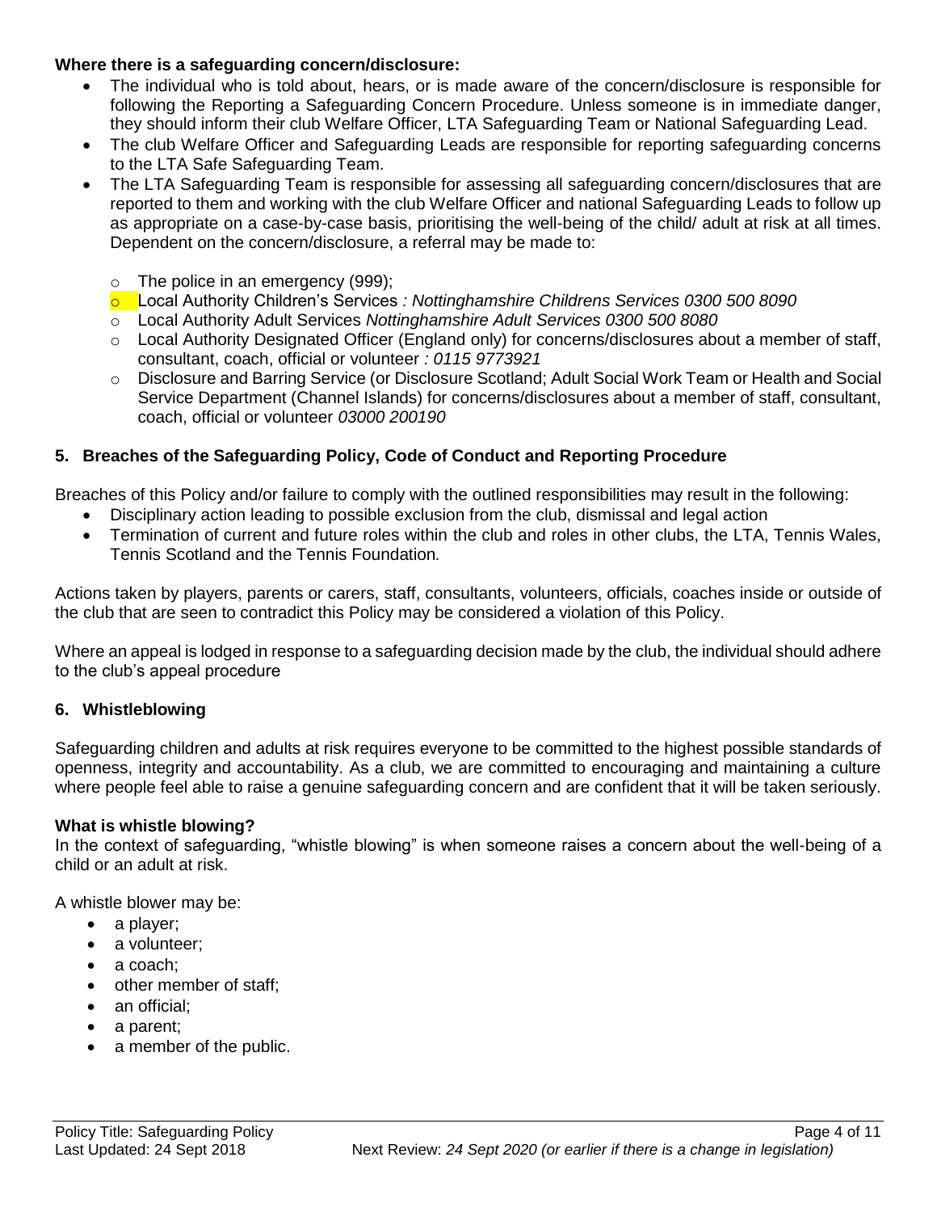**Where there is a safeguarding concern/disclosure:**

- The individual who is told about, hears, or is made aware of the concern/disclosure is responsible for following the Reporting a Safeguarding Concern Procedure. Unless someone is in immediate danger, they should inform their club Welfare Officer, LTA Safeguarding Team or National Safeguarding Lead.
- The club Welfare Officer and Safeguarding Leads are responsible for reporting safeguarding concerns to the LTA Safe Safeguarding Team.
- The LTA Safeguarding Team is responsible for assessing all safeguarding concern/disclosures that are reported to them and working with the club Welfare Officer and national Safeguarding Leads to follow up as appropriate on a case-by-case basis, prioritising the well-being of the child/ adult at risk at all times. Dependent on the concern/disclosure, a referral may be made to:
  - The police in an emergency (999);
  - Local Authority Children's Services *: Nottinghamshire Childrens Services 0300 500 8090*
  - Local Authority Adult Services *Nottinghamshire Adult Services 0300 500 8080*
  - Local Authority Designated Officer (England only) for concerns/disclosures about a member of staff, consultant, coach, official or volunteer *: 0115 9773921*
  - Disclosure and Barring Service (or Disclosure Scotland; Adult Social Work Team or Health and Social Service Department (Channel Islands) for concerns/disclosures about a member of staff, consultant, coach, official or volunteer *03000 200190*

## 5. Breaches of the Safeguarding Policy, Code of Conduct and Reporting Procedure

Breaches of this Policy and/or failure to comply with the outlined responsibilities may result in the following:

- Disciplinary action leading to possible exclusion from the club, dismissal and legal action
- Termination of current and future roles within the club and roles in other clubs, the LTA, Tennis Wales, Tennis Scotland and the Tennis Foundation*.*

Actions taken by players, parents or carers, staff, consultants, volunteers, officials, coaches inside or outside of the club that are seen to contradict this Policy may be considered a violation of this Policy.

Where an appeal is lodged in response to a safeguarding decision made by the club, the individual should adhere to the club's appeal procedure

## 6. Whistleblowing

Safeguarding children and adults at risk requires everyone to be committed to the highest possible standards of openness, integrity and accountability. As a club, we are committed to encouraging and maintaining a culture where people feel able to raise a genuine safeguarding concern and are confident that it will be taken seriously.

**What is whistle blowing?**

In the context of safeguarding, "whistle blowing" is when someone raises a concern about the well-being of a child or an adult at risk.

A whistle blower may be:

- a player;
- a volunteer;
- a coach;
- other member of staff;
- an official;
- a parent;
- a member of the public.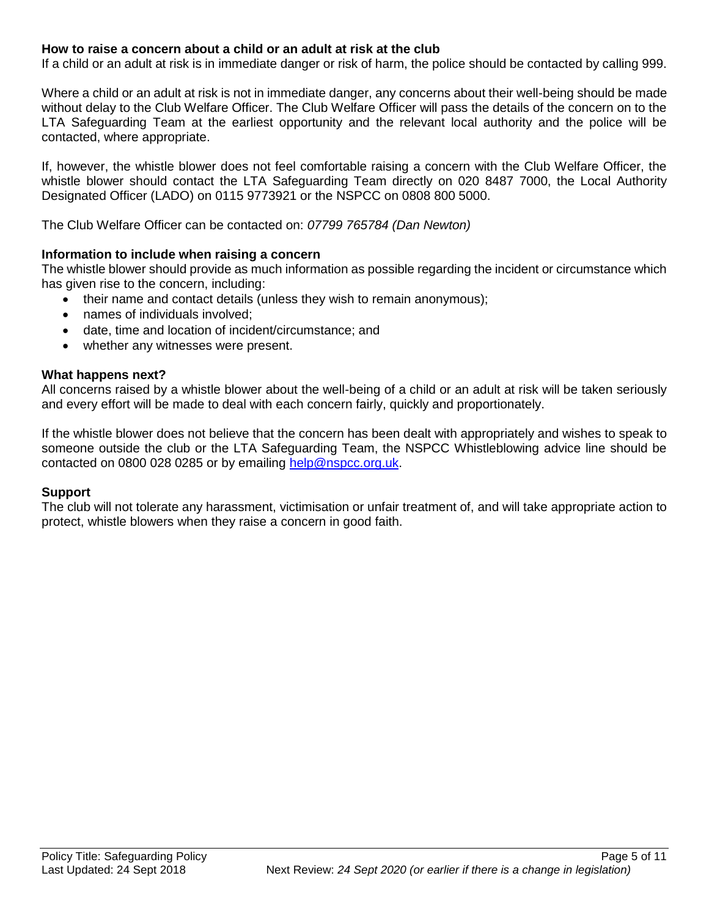**How to raise a concern about a child or an adult at risk at the club**

If a child or an adult at risk is in immediate danger or risk of harm, the police should be contacted by calling 999.

Where a child or an adult at risk is not in immediate danger, any concerns about their well-being should be made without delay to the Club Welfare Officer. The Club Welfare Officer will pass the details of the concern on to the LTA Safeguarding Team at the earliest opportunity and the relevant local authority and the police will be contacted, where appropriate.

If, however, the whistle blower does not feel comfortable raising a concern with the Club Welfare Officer, the whistle blower should contact the LTA Safeguarding Team directly on 020 8487 7000, the Local Authority Designated Officer (LADO) on 0115 9773921 or the NSPCC on 0808 800 5000.

The Club Welfare Officer can be contacted on: *07799 765784 (Dan Newton)*

**Information to include when raising a concern**

The whistle blower should provide as much information as possible regarding the incident or circumstance which has given rise to the concern, including:

- their name and contact details (unless they wish to remain anonymous);
- names of individuals involved;
- date, time and location of incident/circumstance; and
- whether any witnesses were present.

**What happens next?**

All concerns raised by a whistle blower about the well-being of a child or an adult at risk will be taken seriously and every effort will be made to deal with each concern fairly, quickly and proportionately.

If the whistle blower does not believe that the concern has been dealt with appropriately and wishes to speak to someone outside the club or the LTA Safeguarding Team, the NSPCC Whistleblowing advice line should be contacted on 0800 028 0285 or by emailing help@nspcc.org.uk.

**Support**

The club will not tolerate any harassment, victimisation or unfair treatment of, and will take appropriate action to protect, whistle blowers when they raise a concern in good faith.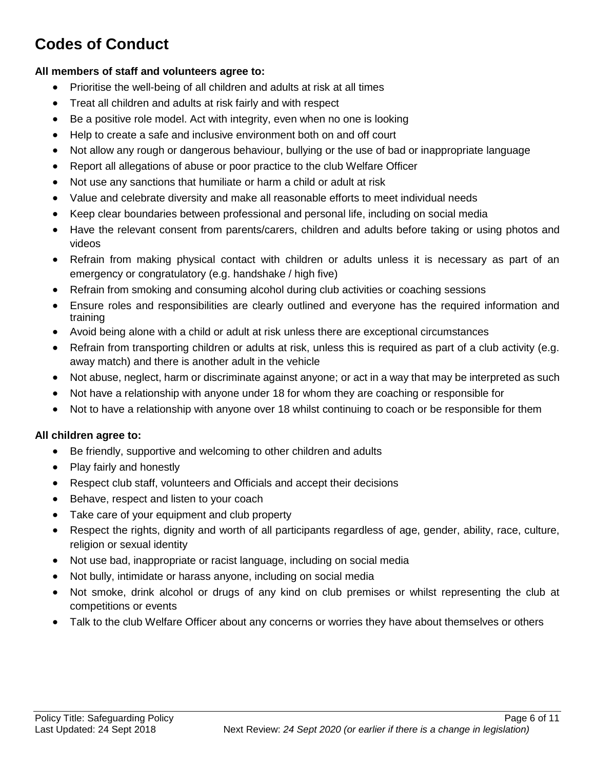# Codes of Conduct

**All members of staff and volunteers agree to:**

- Prioritise the well-being of all children and adults at risk at all times
- Treat all children and adults at risk fairly and with respect
- Be a positive role model. Act with integrity, even when no one is looking
- Help to create a safe and inclusive environment both on and off court
- Not allow any rough or dangerous behaviour, bullying or the use of bad or inappropriate language
- Report all allegations of abuse or poor practice to the club Welfare Officer
- Not use any sanctions that humiliate or harm a child or adult at risk
- Value and celebrate diversity and make all reasonable efforts to meet individual needs
- Keep clear boundaries between professional and personal life, including on social media
- Have the relevant consent from parents/carers, children and adults before taking or using photos and videos
- Refrain from making physical contact with children or adults unless it is necessary as part of an emergency or congratulatory (e.g. handshake / high five)
- Refrain from smoking and consuming alcohol during club activities or coaching sessions
- Ensure roles and responsibilities are clearly outlined and everyone has the required information and training
- Avoid being alone with a child or adult at risk unless there are exceptional circumstances
- Refrain from transporting children or adults at risk, unless this is required as part of a club activity (e.g. away match) and there is another adult in the vehicle
- Not abuse, neglect, harm or discriminate against anyone; or act in a way that may be interpreted as such
- Not have a relationship with anyone under 18 for whom they are coaching or responsible for
- Not to have a relationship with anyone over 18 whilst continuing to coach or be responsible for them

**All children agree to:**

- Be friendly, supportive and welcoming to other children and adults
- Play fairly and honestly
- Respect club staff, volunteers and Officials and accept their decisions
- Behave, respect and listen to your coach
- Take care of your equipment and club property
- Respect the rights, dignity and worth of all participants regardless of age, gender, ability, race, culture, religion or sexual identity
- Not use bad, inappropriate or racist language, including on social media
- Not bully, intimidate or harass anyone, including on social media
- Not smoke, drink alcohol or drugs of any kind on club premises or whilst representing the club at competitions or events
- Talk to the club Welfare Officer about any concerns or worries they have about themselves or others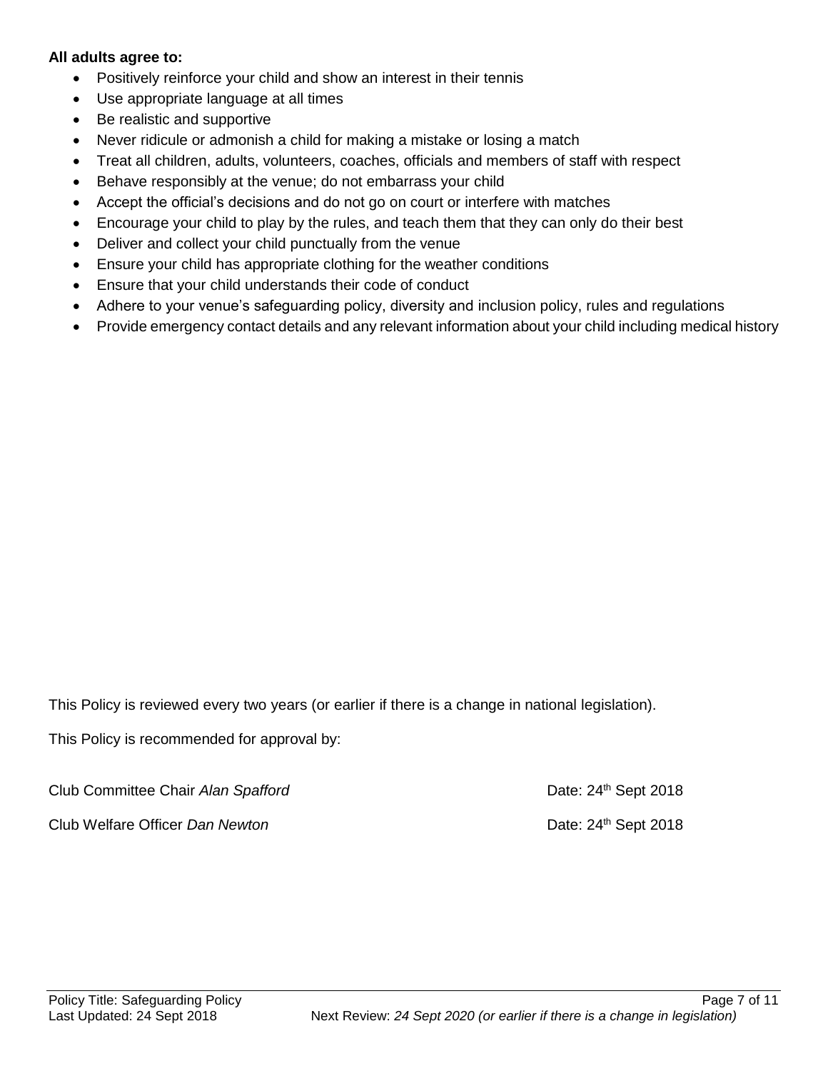**All adults agree to:**

- Positively reinforce your child and show an interest in their tennis
- Use appropriate language at all times
- Be realistic and supportive
- Never ridicule or admonish a child for making a mistake or losing a match
- Treat all children, adults, volunteers, coaches, officials and members of staff with respect
- Behave responsibly at the venue; do not embarrass your child
- Accept the official's decisions and do not go on court or interfere with matches
- Encourage your child to play by the rules, and teach them that they can only do their best
- Deliver and collect your child punctually from the venue
- Ensure your child has appropriate clothing for the weather conditions
- Ensure that your child understands their code of conduct
- Adhere to your venue's safeguarding policy, diversity and inclusion policy, rules and regulations
- Provide emergency contact details and any relevant information about your child including medical history

This Policy is reviewed every two years (or earlier if there is a change in national legislation).

This Policy is recommended for approval by:

Club Committee Chair *Alan Spafford* Date: 24th Sept 2018

Club Welfare Officer *Dan Newton* Date: 24th Sept 2018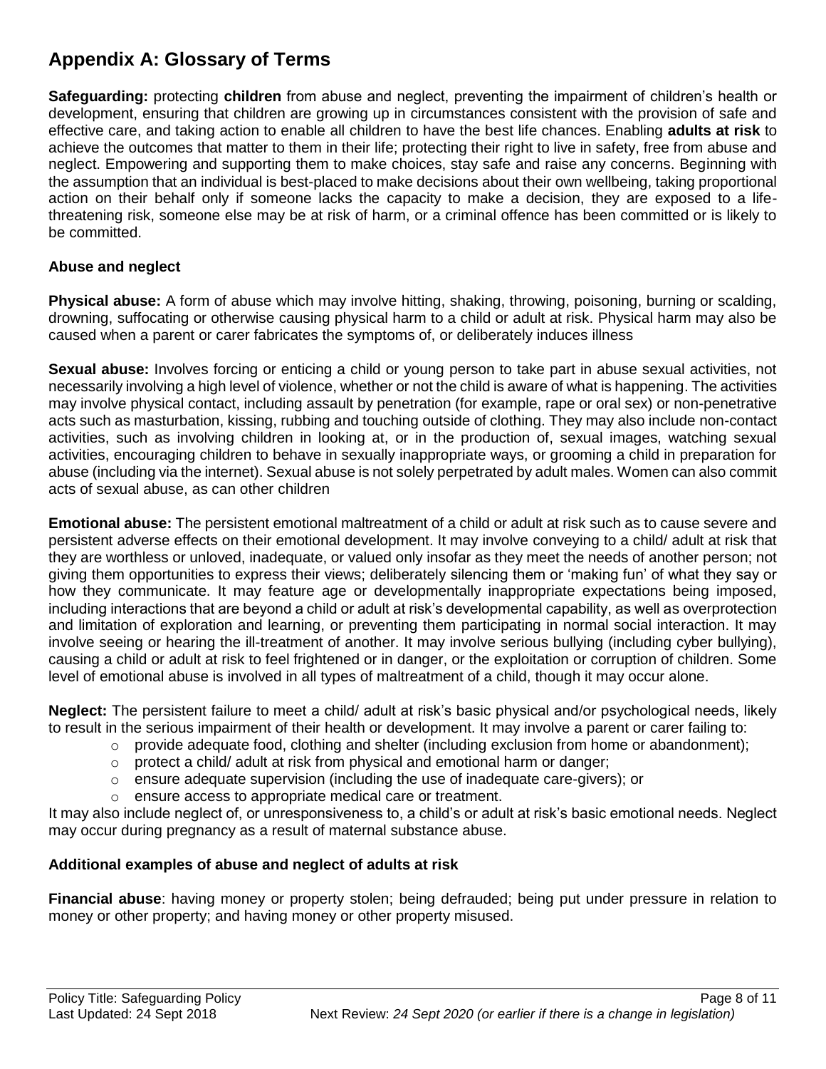## Appendix A: Glossary of Terms

**Safeguarding:** protecting **children** from abuse and neglect, preventing the impairment of children's health or development, ensuring that children are growing up in circumstances consistent with the provision of safe and effective care, and taking action to enable all children to have the best life chances. Enabling **adults at risk** to achieve the outcomes that matter to them in their life; protecting their right to live in safety, free from abuse and neglect. Empowering and supporting them to make choices, stay safe and raise any concerns. Beginning with the assumption that an individual is best-placed to make decisions about their own wellbeing, taking proportional action on their behalf only if someone lacks the capacity to make a decision, they are exposed to a life-threatening risk, someone else may be at risk of harm, or a criminal offence has been committed or is likely to be committed.

### Abuse and neglect

**Physical abuse:** A form of abuse which may involve hitting, shaking, throwing, poisoning, burning or scalding, drowning, suffocating or otherwise causing physical harm to a child or adult at risk. Physical harm may also be caused when a parent or carer fabricates the symptoms of, or deliberately induces illness

**Sexual abuse:** Involves forcing or enticing a child or young person to take part in abuse sexual activities, not necessarily involving a high level of violence, whether or not the child is aware of what is happening. The activities may involve physical contact, including assault by penetration (for example, rape or oral sex) or non-penetrative acts such as masturbation, kissing, rubbing and touching outside of clothing. They may also include non-contact activities, such as involving children in looking at, or in the production of, sexual images, watching sexual activities, encouraging children to behave in sexually inappropriate ways, or grooming a child in preparation for abuse (including via the internet). Sexual abuse is not solely perpetrated by adult males. Women can also commit acts of sexual abuse, as can other children

**Emotional abuse:** The persistent emotional maltreatment of a child or adult at risk such as to cause severe and persistent adverse effects on their emotional development. It may involve conveying to a child/ adult at risk that they are worthless or unloved, inadequate, or valued only insofar as they meet the needs of another person; not giving them opportunities to express their views; deliberately silencing them or 'making fun' of what they say or how they communicate. It may feature age or developmentally inappropriate expectations being imposed, including interactions that are beyond a child or adult at risk's developmental capability, as well as overprotection and limitation of exploration and learning, or preventing them participating in normal social interaction. It may involve seeing or hearing the ill-treatment of another. It may involve serious bullying (including cyber bullying), causing a child or adult at risk to feel frightened or in danger, or the exploitation or corruption of children. Some level of emotional abuse is involved in all types of maltreatment of a child, though it may occur alone.

**Neglect:** The persistent failure to meet a child/ adult at risk's basic physical and/or psychological needs, likely to result in the serious impairment of their health or development. It may involve a parent or carer failing to:

- provide adequate food, clothing and shelter (including exclusion from home or abandonment);
- protect a child/ adult at risk from physical and emotional harm or danger;
- ensure adequate supervision (including the use of inadequate care-givers); or
- ensure access to appropriate medical care or treatment.

It may also include neglect of, or unresponsiveness to, a child's or adult at risk's basic emotional needs. Neglect may occur during pregnancy as a result of maternal substance abuse.

### Additional examples of abuse and neglect of adults at risk

**Financial abuse**: having money or property stolen; being defrauded; being put under pressure in relation to money or other property; and having money or other property misused.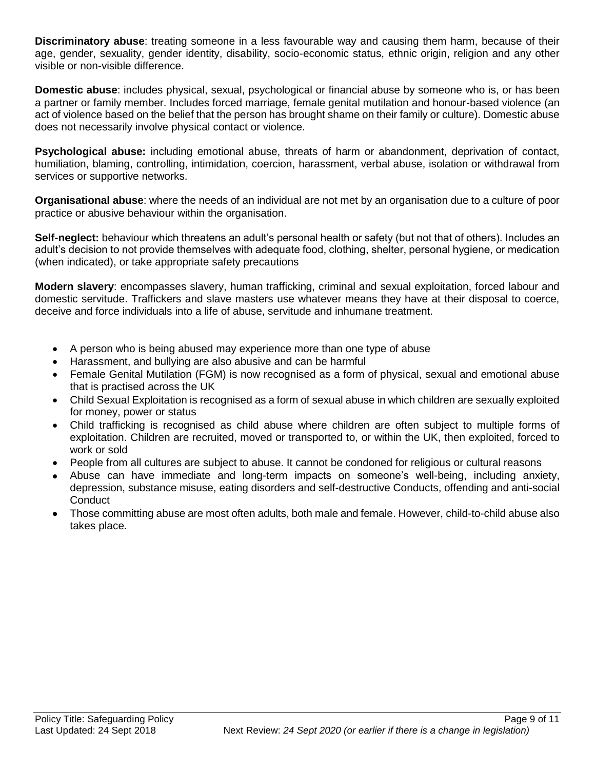**Discriminatory abuse**: treating someone in a less favourable way and causing them harm, because of their age, gender, sexuality, gender identity, disability, socio-economic status, ethnic origin, religion and any other visible or non-visible difference.

**Domestic abuse**: includes physical, sexual, psychological or financial abuse by someone who is, or has been a partner or family member. Includes forced marriage, female genital mutilation and honour-based violence (an act of violence based on the belief that the person has brought shame on their family or culture). Domestic abuse does not necessarily involve physical contact or violence.

**Psychological abuse:** including emotional abuse, threats of harm or abandonment, deprivation of contact, humiliation, blaming, controlling, intimidation, coercion, harassment, verbal abuse, isolation or withdrawal from services or supportive networks.

**Organisational abuse**: where the needs of an individual are not met by an organisation due to a culture of poor practice or abusive behaviour within the organisation.

**Self-neglect:** behaviour which threatens an adult's personal health or safety (but not that of others). Includes an adult's decision to not provide themselves with adequate food, clothing, shelter, personal hygiene, or medication (when indicated), or take appropriate safety precautions

**Modern slavery**: encompasses slavery, human trafficking, criminal and sexual exploitation, forced labour and domestic servitude. Traffickers and slave masters use whatever means they have at their disposal to coerce, deceive and force individuals into a life of abuse, servitude and inhumane treatment.

- A person who is being abused may experience more than one type of abuse
- Harassment, and bullying are also abusive and can be harmful
- Female Genital Mutilation (FGM) is now recognised as a form of physical, sexual and emotional abuse that is practised across the UK
- Child Sexual Exploitation is recognised as a form of sexual abuse in which children are sexually exploited for money, power or status
- Child trafficking is recognised as child abuse where children are often subject to multiple forms of exploitation. Children are recruited, moved or transported to, or within the UK, then exploited, forced to work or sold
- People from all cultures are subject to abuse. It cannot be condoned for religious or cultural reasons
- Abuse can have immediate and long-term impacts on someone's well-being, including anxiety, depression, substance misuse, eating disorders and self-destructive Conducts, offending and anti-social Conduct
- Those committing abuse are most often adults, both male and female. However, child-to-child abuse also takes place.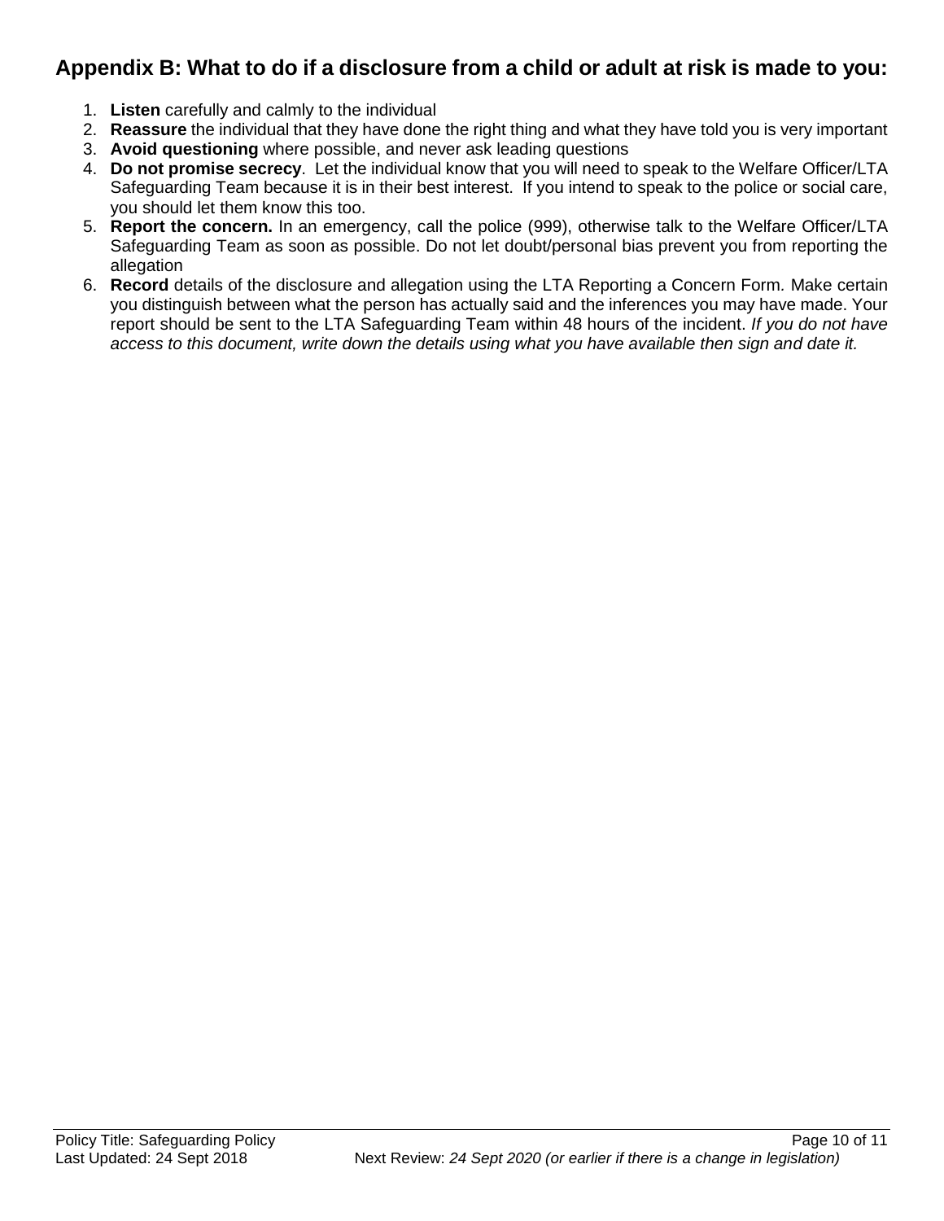## Appendix B: What to do if a disclosure from a child or adult at risk is made to you:

1. **Listen** carefully and calmly to the individual
2. **Reassure** the individual that they have done the right thing and what they have told you is very important
3. **Avoid questioning** where possible, and never ask leading questions
4. **Do not promise secrecy**. Let the individual know that you will need to speak to the Welfare Officer/LTA Safeguarding Team because it is in their best interest. If you intend to speak to the police or social care, you should let them know this too.
5. **Report the concern.** In an emergency, call the police (999), otherwise talk to the Welfare Officer/LTA Safeguarding Team as soon as possible. Do not let doubt/personal bias prevent you from reporting the allegation
6. **Record** details of the disclosure and allegation using the LTA Reporting a Concern Form. Make certain you distinguish between what the person has actually said and the inferences you may have made. Your report should be sent to the LTA Safeguarding Team within 48 hours of the incident. *If you do not have access to this document, write down the details using what you have available then sign and date it.*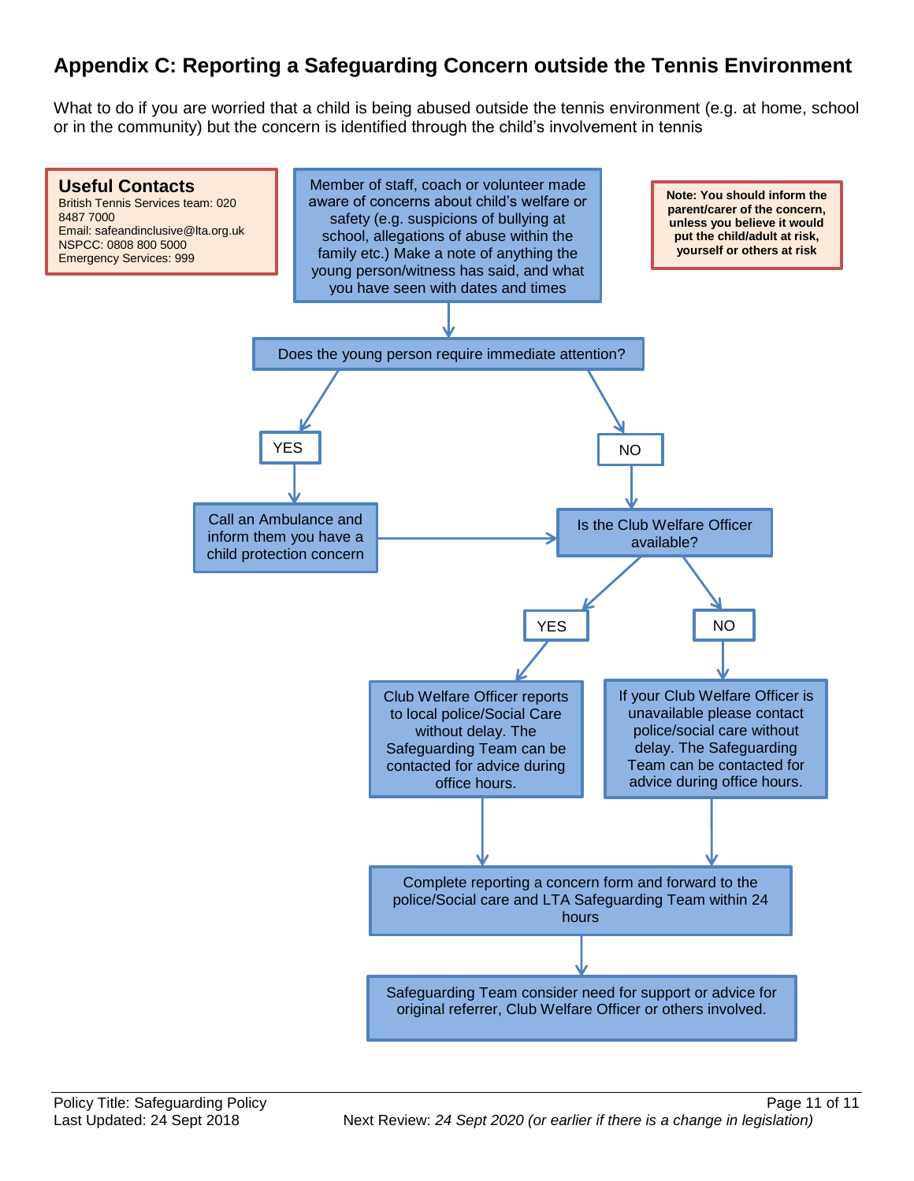## Appendix C: Reporting a Safeguarding Concern outside the Tennis Environment

What to do if you are worried that a child is being abused outside the tennis environment (e.g. at home, school or in the community) but the concern is identified through the child's involvement in tennis

**Useful Contacts**
British Tennis Services team: 020 8487 7000
Email: safeandinclusive@lta.org.uk
NSPCC: 0808 800 5000
Emergency Services: 999

Member of staff, coach or volunteer made aware of concerns about child's welfare or safety (e.g. suspicions of bullying at school, allegations of abuse within the family etc.) Make a note of anything the young person/witness has said, and what you have seen with dates and times

**Note: You should inform the parent/carer of the concern, unless you believe it would put the child/adult at risk, yourself or others at risk**

Does the young person require immediate attention?

YES

Call an Ambulance and inform them you have a child protection concern

NO

Is the Club Welfare Officer available?

YES

Club Welfare Officer reports to local police/Social Care without delay. The Safeguarding Team can be contacted for advice during office hours.

NO

If your Club Welfare Officer is unavailable please contact police/social care without delay. The Safeguarding Team can be contacted for advice during office hours.

Complete reporting a concern form and forward to the police/Social care and LTA Safeguarding Team within 24 hours

Safeguarding Team consider need for support or advice for original referrer, Club Welfare Officer or others involved.